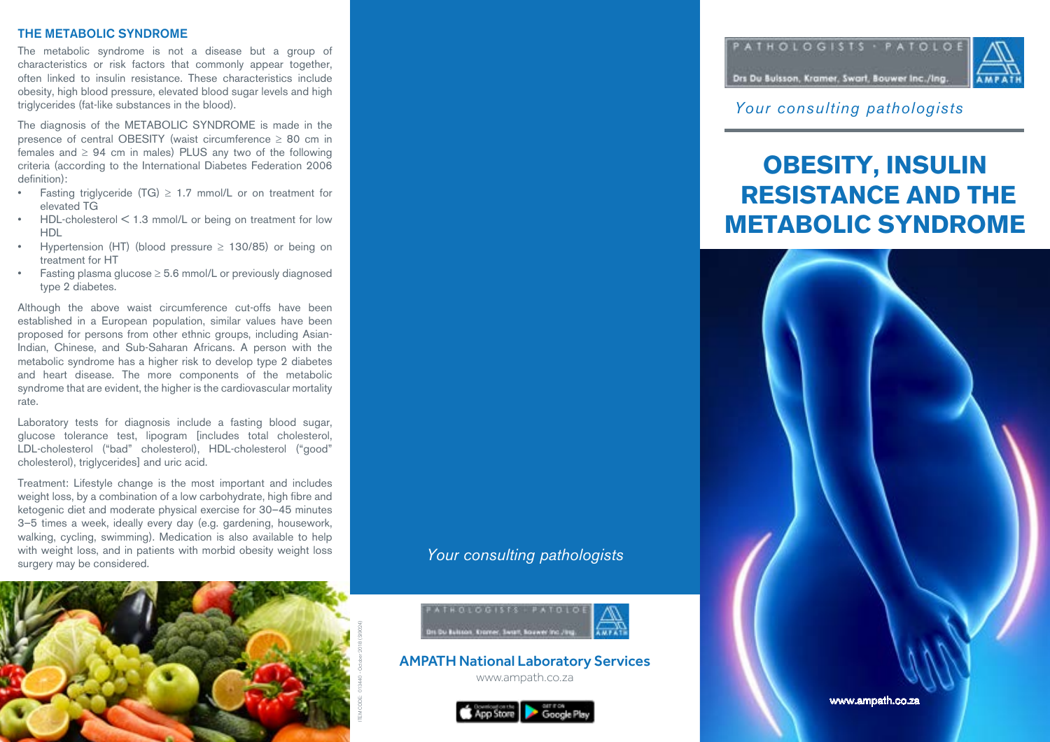## THE METABOLIC SYNDROME

The metabolic syndrome is not a disease but a group of characteristics or risk factors that commonly appear together, often linked to insulin resistance. These characteristics include obesity, high blood pressure, elevated blood sugar levels and high triglycerides (fat-like substances in the blood).

The diagnosis of the METABOLIC SYNDROME is made in the presence of central OBESITY (waist circumference ≥ 80 cm in females and ≥ 94 cm in males) PLUS any two of the following criteria (according to the International Diabetes Federation 2006 definition):

- Fasting triglyceride (TG) ≥ 1.7 mmol/L or on treatment for elevated TG
- HDL-cholesterol < 1.3 mmol/L or being on treatment for low HDL
- Hypertension (HT) (blood pressure ≥ 130/85) or being on treatment for HT
- Fasting plasma glucose ≥ 5.6 mmol/L or previously diagnosed type 2 diabetes.

Although the above waist circumference cut-offs have been established in a European population, similar values have been proposed for persons from other ethnic groups, including Asian-Indian, Chinese, and Sub-Saharan Africans. A person with the metabolic syndrome has a higher risk to develop type 2 diabetes and heart disease. The more components of the metabolic syndrome that are evident, the higher is the cardiovascular mortality rate.

Laboratory tests for diagnosis include a fasting blood sugar, glucose tolerance test, lipogram [includes total cholesterol, LDL-cholesterol ("bad" cholesterol), HDL-cholesterol ("good" cholesterol), triglycerides] and uric acid.

Treatment: Lifestyle change is the most important and includes weight loss, by a combination of a low carbohydrate, high fibre and ketogenic diet and moderate physical exercise for 30–45 minutes 3–5 times a week, ideally every day (e.g. gardening, housework, walking, cycling, swimming). Medication is also available to help with weight loss, and in patients with morbid obesity weight loss surgery may be considered.

ITEM CODE: 019440 - October 2018 (S9024)

*Your consulting pathologists*

PATHOLOGISTS · PATOLOE
Drs Du Buisson, Kramer, Swart, Bouwer Inc./Ing.
AMPATH

**AMPATH National Laboratory Services**

www.ampath.co.za

PATHOLOGISTS · PATOLOE
Drs Du Buisson, Kramer, Swart, Bouwer Inc./Ing.
AMPATH

*Your consulting pathologists*

# OBESITY, INSULIN RESISTANCE AND THE METABOLIC SYNDROME

www.ampath.co.za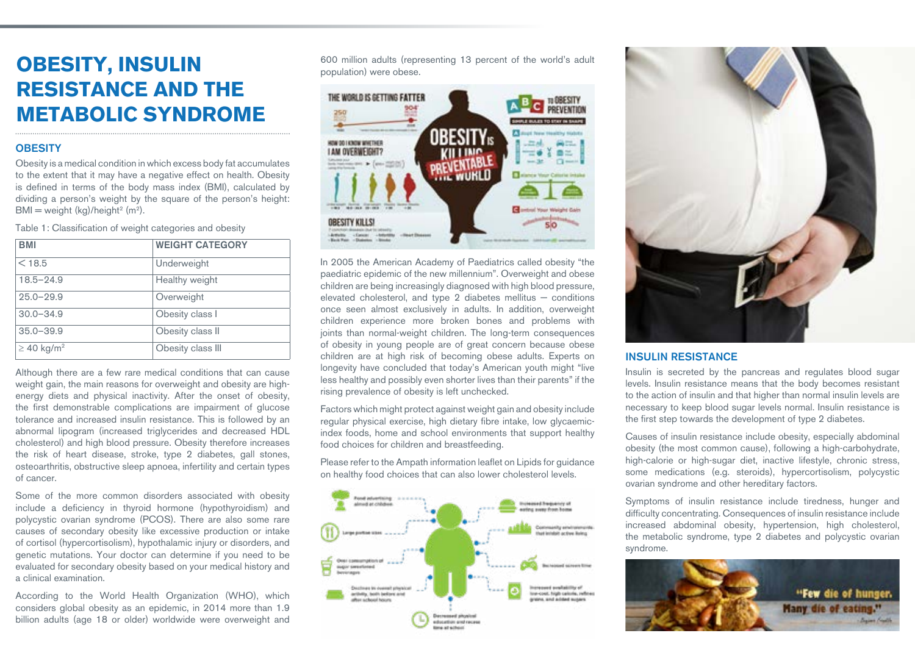# OBESITY, INSULIN RESISTANCE AND THE METABOLIC SYNDROME

## OBESITY

Obesity is a medical condition in which excess body fat accumulates to the extent that it may have a negative effect on health. Obesity is defined in terms of the body mass index (BMI), calculated by dividing a person's weight by the square of the person's height: BMI = weight (kg)/height$^2$ (m$^2$).

Table 1: Classification of weight categories and obesity

| BMI | WEIGHT CATEGORY |
|---|---|
| < 18.5 | Underweight |
| 18.5–24.9 | Healthy weight |
| 25.0–29.9 | Overweight |
| 30.0–34.9 | Obesity class I |
| 35.0–39.9 | Obesity class II |
| ≥ 40 kg/m$^2$ | Obesity class III |

Although there are a few rare medical conditions that can cause weight gain, the main reasons for overweight and obesity are high-energy diets and physical inactivity. After the onset of obesity, the first demonstrable complications are impairment of glucose tolerance and increased insulin resistance. This is followed by an abnormal lipogram (increased triglycerides and decreased HDL cholesterol) and high blood pressure. Obesity therefore increases the risk of heart disease, stroke, type 2 diabetes, gall stones, osteoarthritis, obstructive sleep apnoea, infertility and certain types of cancer.

Some of the more common disorders associated with obesity include a deficiency in thyroid hormone (hypothyroidism) and polycystic ovarian syndrome (PCOS). There are also some rare causes of secondary obesity like excessive production or intake of cortisol (hypercortisolism), hypothalamic injury or disorders, and genetic mutations. Your doctor can determine if you need to be evaluated for secondary obesity based on your medical history and a clinical examination.

According to the World Health Organization (WHO), which considers global obesity as an epidemic, in 2014 more than 1.9 billion adults (age 18 or older) worldwide were overweight and 600 million adults (representing 13 percent of the world's adult population) were obese.

In 2005 the American Academy of Paediatrics called obesity "the paediatric epidemic of the new millennium". Overweight and obese children are being increasingly diagnosed with high blood pressure, elevated cholesterol, and type 2 diabetes mellitus – conditions once seen almost exclusively in adults. In addition, overweight children experience more broken bones and problems with joints than normal-weight children. The long-term consequences of obesity in young people are of great concern because obese children are at high risk of becoming obese adults. Experts on longevity have concluded that today's American youth might "live less healthy and possibly even shorter lives than their parents" if the rising prevalence of obesity is left unchecked.

Factors which might protect against weight gain and obesity include regular physical exercise, high dietary fibre intake, low glycaemic-index foods, home and school environments that support healthy food choices for children and breastfeeding.

Please refer to the Ampath information leaflet on Lipids for guidance on healthy food choices that can also lower cholesterol levels.

## INSULIN RESISTANCE

Insulin is secreted by the pancreas and regulates blood sugar levels. Insulin resistance means that the body becomes resistant to the action of insulin and that higher than normal insulin levels are necessary to keep blood sugar levels normal. Insulin resistance is the first step towards the development of type 2 diabetes.

Causes of insulin resistance include obesity, especially abdominal obesity (the most common cause), following a high-carbohydrate, high-calorie or high-sugar diet, inactive lifestyle, chronic stress, some medications (e.g. steroids), hypercortisolism, polycystic ovarian syndrome and other hereditary factors.

Symptoms of insulin resistance include tiredness, hunger and difficulty concentrating. Consequences of insulin resistance include increased abdominal obesity, hypertension, high cholesterol, the metabolic syndrome, type 2 diabetes and polycystic ovarian syndrome.